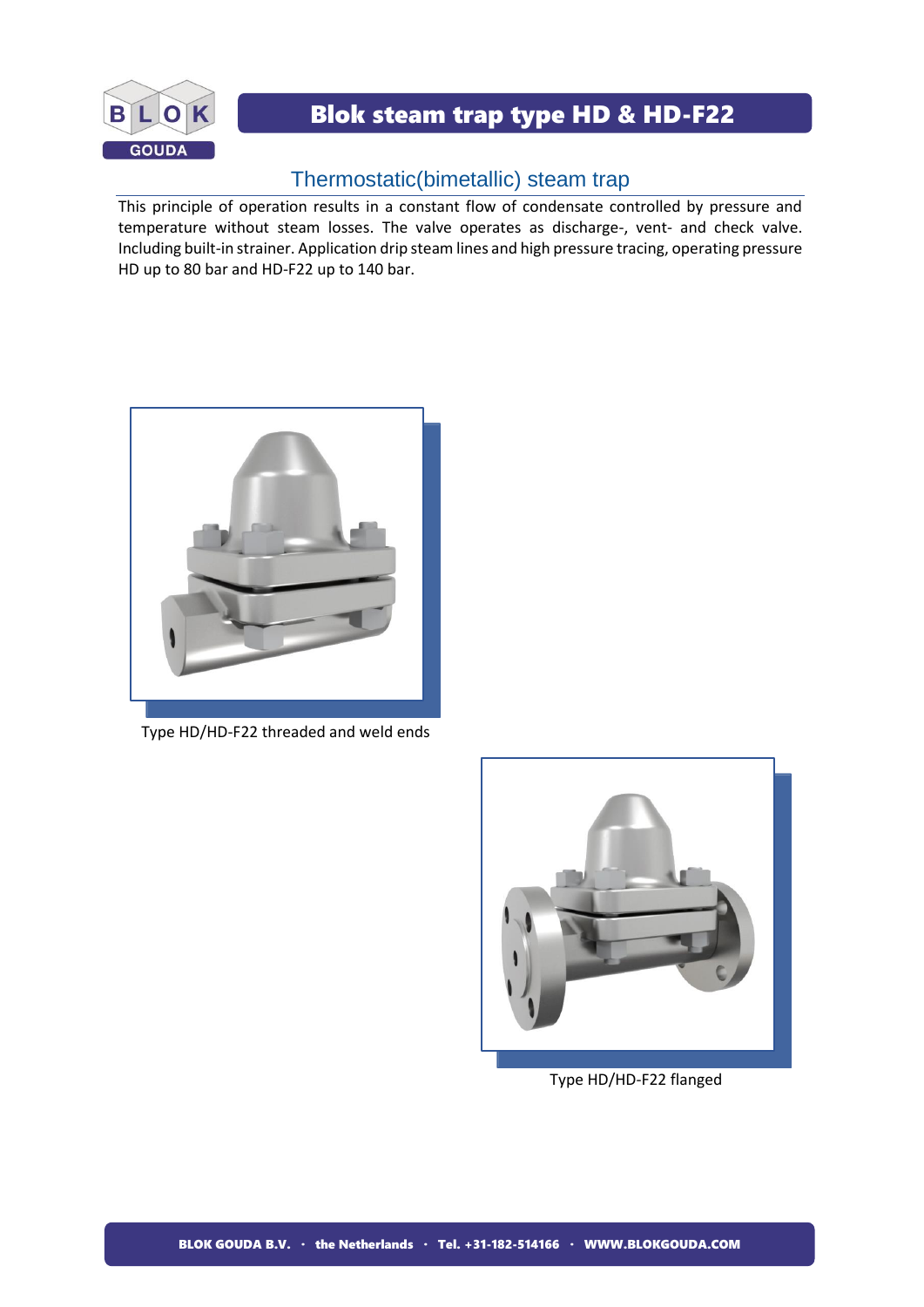# Blok steam trap type HD & HD-F22

## Thermostatic(bimetallic) steam trap

This principle of operation results in a constant flow of condensate controlled by pressure and temperature without steam losses. The valve operates as discharge-, vent- and check valve. Including built-in strainer. Application drip steam lines and high pressure tracing, operating pressure HD up to 80 bar and HD-F22 up to 140 bar.

Type HD/HD-F22 threaded and weld ends

Type HD/HD-F22 flanged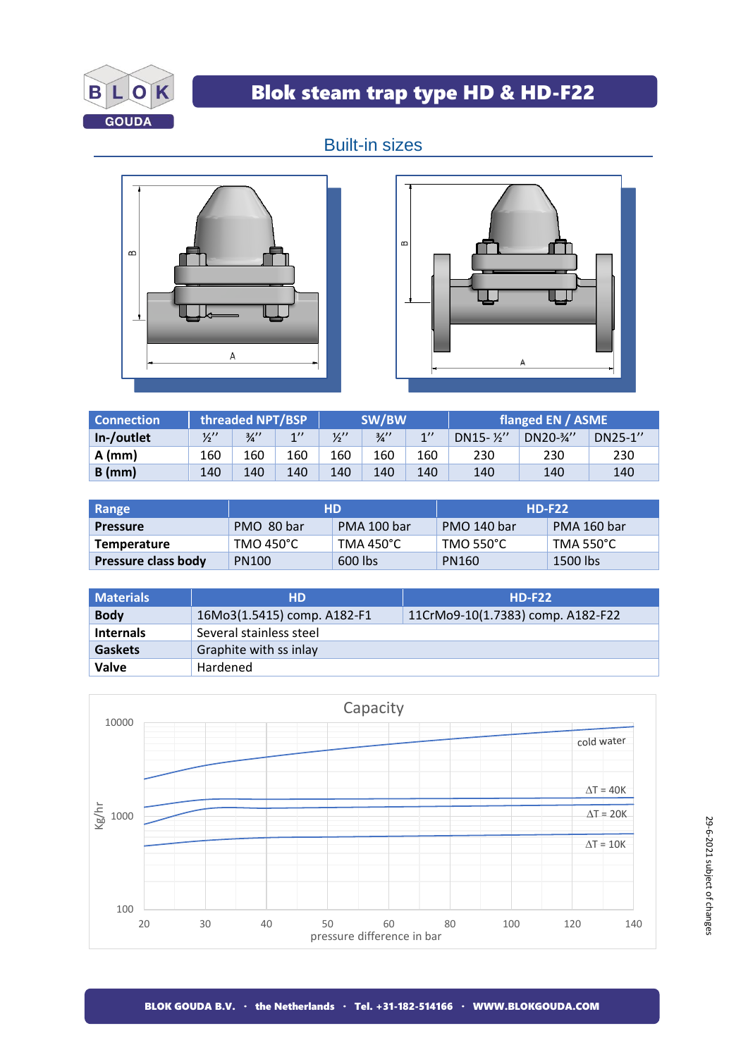# Blok steam trap type HD & HD-F22

## Built-in sizes

B

A

B

A

| Connection | threaded NPT/BSP | | | SW/BW | | | flanged EN / ASME | | |
|---|---|---|---|---|---|---|---|---|---|
| **In-/outlet** | ½'' | ¾'' | 1'' | ½'' | ¾'' | 1'' | DN15- ½'' | DN20-¾'' | DN25-1'' |
| **A (mm)** | 160 | 160 | 160 | 160 | 160 | 160 | 230 | 230 | 230 |
| **B (mm)** | 140 | 140 | 140 | 140 | 140 | 140 | 140 | 140 | 140 |

| Range | HD | | HD-F22 | |
|---|---|---|---|---|
| **Pressure** | PMO 80 bar | PMA 100 bar | PMO 140 bar | PMA 160 bar |
| **Temperature** | TMO 450°C | TMA 450°C | TMO 550°C | TMA 550°C |
| **Pressure class body** | PN100 | 600 lbs | PN160 | 1500 lbs |

| Materials | HD | HD-F22 |
|---|---|---|
| **Body** | 16Mo3(1.5415) comp. A182-F1 | 11CrMo9-10(1.7383) comp. A182-F22 |
| **Internals** | Several stainless steel | |
| **Gaskets** | Graphite with ss inlay | |
| **Valve** | Hardened | |

Capacity

Kg/hr

10000

1000

100

cold water

ΔT = 40K

ΔT = 20K

ΔT = 10K

20 30 40 50 60 80 100 120 140

pressure difference in bar

29-6-2021 subject of changes

BLOK GOUDA B.V. · the Netherlands · Tel. +31-182-514166 · WWW.BLOKGOUDA.COM